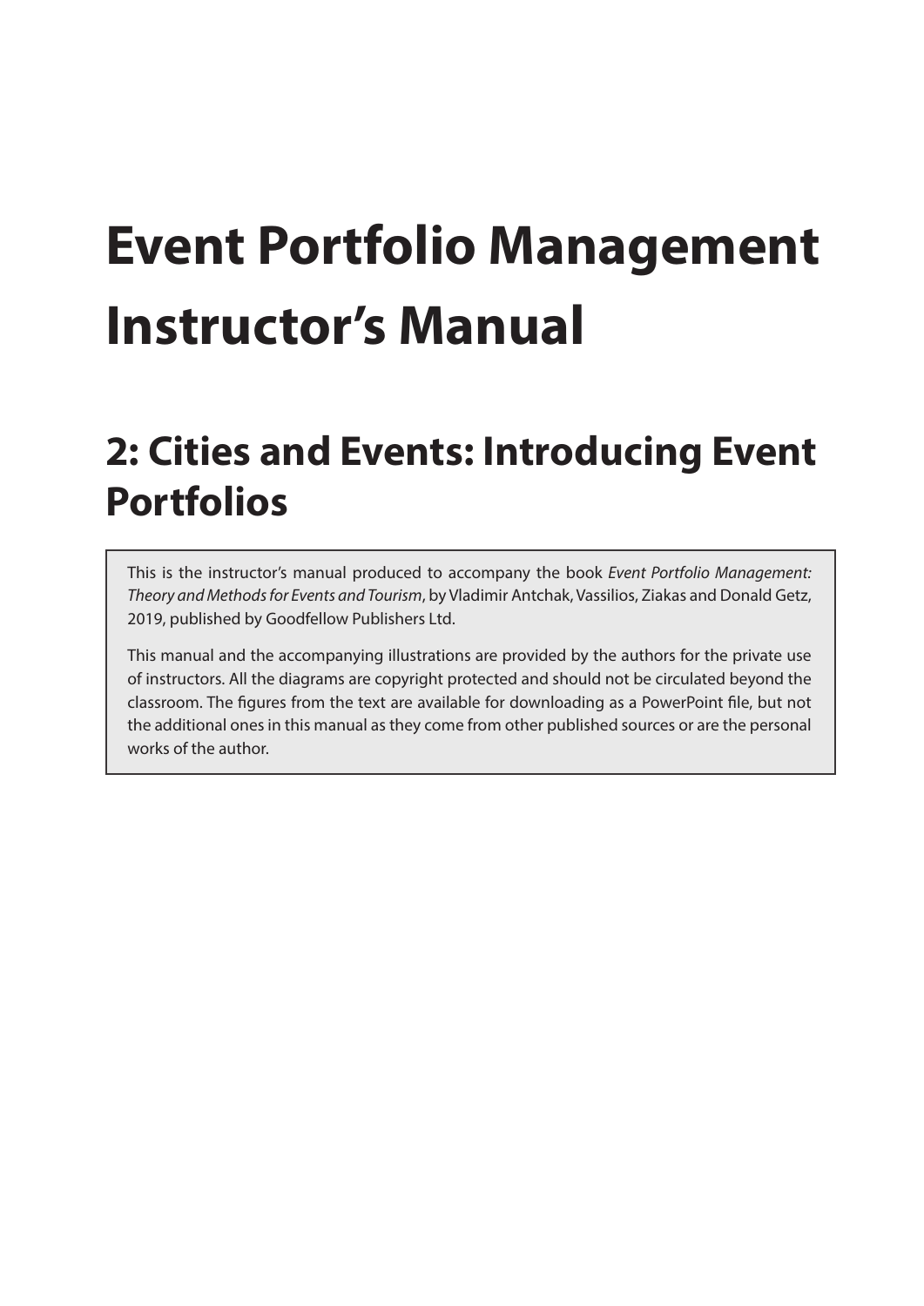# Event Portfolio Management Instructor's Manual

## 2: Cities and Events: Introducing Event Portfolios

This is the instructor's manual produced to accompany the book *Event Portfolio Management: Theory and Methods for Events and Tourism*, by Vladimir Antchak, Vassilios, Ziakas and Donald Getz, 2019, published by Goodfellow Publishers Ltd.

This manual and the accompanying illustrations are provided by the authors for the private use of instructors. All the diagrams are copyright protected and should not be circulated beyond the classroom. The figures from the text are available for downloading as a PowerPoint file, but not the additional ones in this manual as they come from other published sources or are the personal works of the author.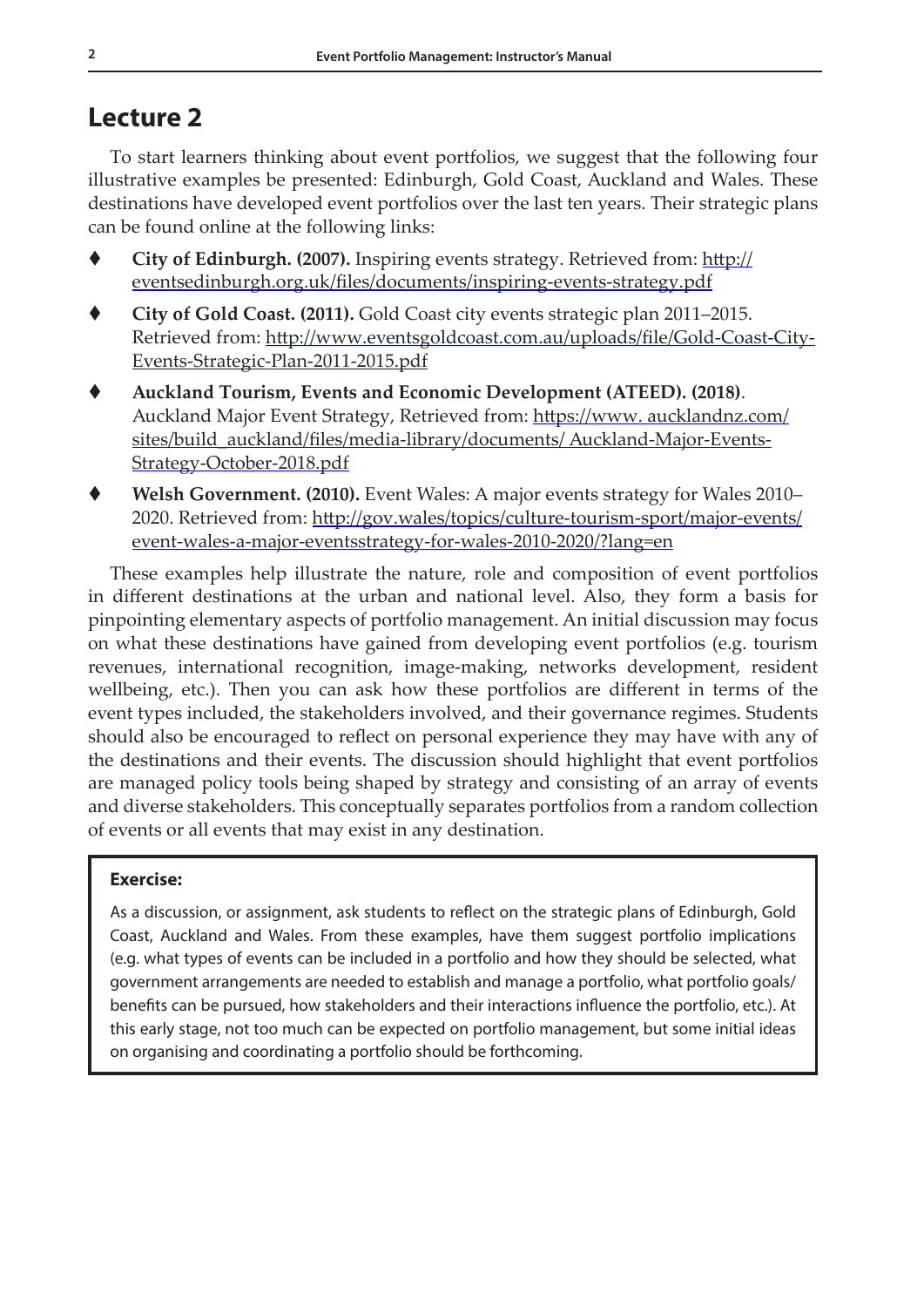# Lecture 2

To start learners thinking about event portfolios, we suggest that the following four illustrative examples be presented: Edinburgh, Gold Coast, Auckland and Wales. These destinations have developed event portfolios over the last ten years. Their strategic plans can be found online at the following links:

- **City of Edinburgh. (2007).** Inspiring events strategy. Retrieved from: http://eventsedinburgh.org.uk/files/documents/inspiring-events-strategy.pdf
- **City of Gold Coast. (2011).** Gold Coast city events strategic plan 2011–2015. Retrieved from: http://www.eventsgoldcoast.com.au/uploads/file/Gold-Coast-City-Events-Strategic-Plan-2011-2015.pdf
- **Auckland Tourism, Events and Economic Development (ATEED). (2018)**. Auckland Major Event Strategy, Retrieved from: https://www. aucklandnz.com/sites/build_auckland/files/media-library/documents/ Auckland-Major-Events-Strategy-October-2018.pdf
- **Welsh Government. (2010).** Event Wales: A major events strategy for Wales 2010–2020. Retrieved from: http://gov.wales/topics/culture-tourism-sport/major-events/event-wales-a-major-eventsstrategy-for-wales-2010-2020/?lang=en

These examples help illustrate the nature, role and composition of event portfolios in different destinations at the urban and national level. Also, they form a basis for pinpointing elementary aspects of portfolio management. An initial discussion may focus on what these destinations have gained from developing event portfolios (e.g. tourism revenues, international recognition, image-making, networks development, resident wellbeing, etc.). Then you can ask how these portfolios are different in terms of the event types included, the stakeholders involved, and their governance regimes. Students should also be encouraged to reflect on personal experience they may have with any of the destinations and their events. The discussion should highlight that event portfolios are managed policy tools being shaped by strategy and consisting of an array of events and diverse stakeholders. This conceptually separates portfolios from a random collection of events or all events that may exist in any destination.

**Exercise:**

As a discussion, or assignment, ask students to reflect on the strategic plans of Edinburgh, Gold Coast, Auckland and Wales. From these examples, have them suggest portfolio implications (e.g. what types of events can be included in a portfolio and how they should be selected, what government arrangements are needed to establish and manage a portfolio, what portfolio goals/benefits can be pursued, how stakeholders and their interactions influence the portfolio, etc.). At this early stage, not too much can be expected on portfolio management, but some initial ideas on organising and coordinating a portfolio should be forthcoming.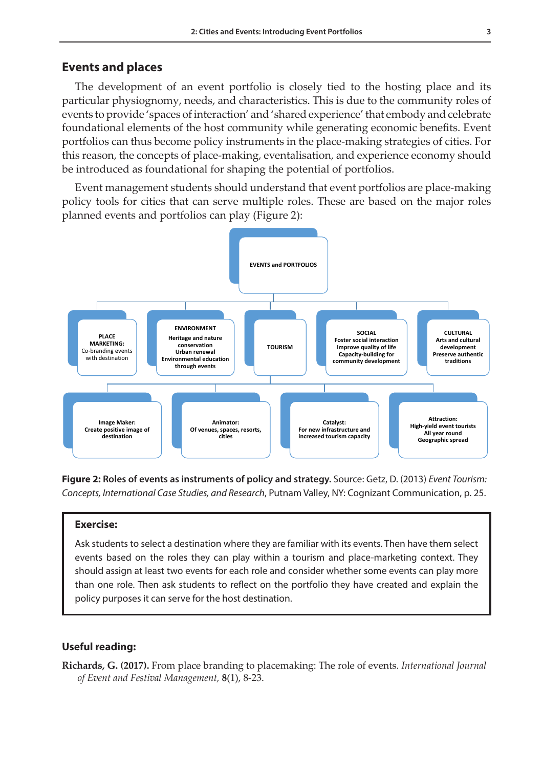## Events and places

The development of an event portfolio is closely tied to the hosting place and its particular physiognomy, needs, and characteristics. This is due to the community roles of events to provide 'spaces of interaction' and 'shared experience' that embody and celebrate foundational elements of the host community while generating economic benefits. Event portfolios can thus become policy instruments in the place-making strategies of cities. For this reason, the concepts of place-making, eventalisation, and experience economy should be introduced as foundational for shaping the potential of portfolios.

Event management students should understand that event portfolios are place-making policy tools for cities that can serve multiple roles. These are based on the major roles planned events and portfolios can play (Figure 2):

- **EVENTS and PORTFOLIOS**
  - **PLACE MARKETING:** Co-branding events with destination
  - **ENVIRONMENT:** Heritage and nature conservation; Urban renewal; Environmental education through events
  - **TOURISM**
    - **Image Maker:** Create positive image of destination
    - **Animator:** Of venues, spaces, resorts, cities
    - **Catalyst:** For new infrastructure and increased tourism capacity
    - **Attraction:** High-yield event tourists; All year round; Geographic spread
  - **SOCIAL:** Foster social interaction; Improve quality of life; Capacity-building for community development
  - **CULTURAL:** Arts and cultural development; Preserve authentic traditions

**Figure 2: Roles of events as instruments of policy and strategy.** Source: Getz, D. (2013) *Event Tourism: Concepts, International Case Studies, and Research*, Putnam Valley, NY: Cognizant Communication, p. 25.

> **Exercise:**
>
> Ask students to select a destination where they are familiar with its events. Then have them select events based on the roles they can play within a tourism and place-marketing context. They should assign at least two events for each role and consider whether some events can play more than one role. Then ask students to reflect on the portfolio they have created and explain the policy purposes it can serve for the host destination.

### Useful reading:

**Richards, G. (2017).** From place branding to placemaking: The role of events. *International Journal of Event and Festival Management,* **8**(1), 8-23.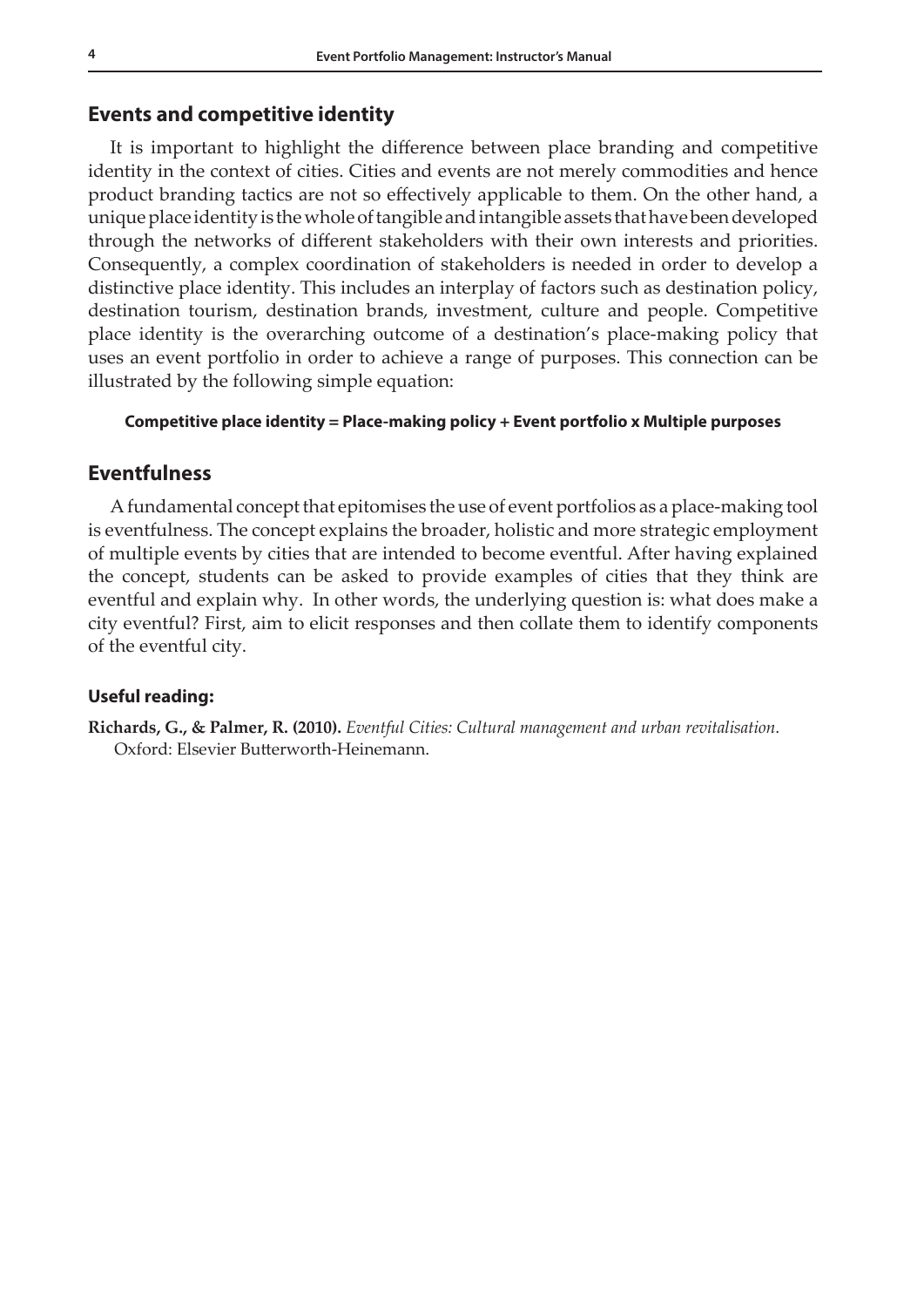## Events and competitive identity

It is important to highlight the difference between place branding and competitive identity in the context of cities. Cities and events are not merely commodities and hence product branding tactics are not so effectively applicable to them. On the other hand, a unique place identity is the whole of tangible and intangible assets that have been developed through the networks of different stakeholders with their own interests and priorities. Consequently, a complex coordination of stakeholders is needed in order to develop a distinctive place identity. This includes an interplay of factors such as destination policy, destination tourism, destination brands, investment, culture and people. Competitive place identity is the overarching outcome of a destination's place-making policy that uses an event portfolio in order to achieve a range of purposes. This connection can be illustrated by the following simple equation:

**Competitive place identity = Place-making policy + Event portfolio x Multiple purposes**

## Eventfulness

A fundamental concept that epitomises the use of event portfolios as a place-making tool is eventfulness. The concept explains the broader, holistic and more strategic employment of multiple events by cities that are intended to become eventful. After having explained the concept, students can be asked to provide examples of cities that they think are eventful and explain why. In other words, the underlying question is: what does make a city eventful? First, aim to elicit responses and then collate them to identify components of the eventful city.

### Useful reading:

**Richards, G., & Palmer, R. (2010).** *Eventful Cities: Cultural management and urban revitalisation.* Oxford: Elsevier Butterworth-Heinemann.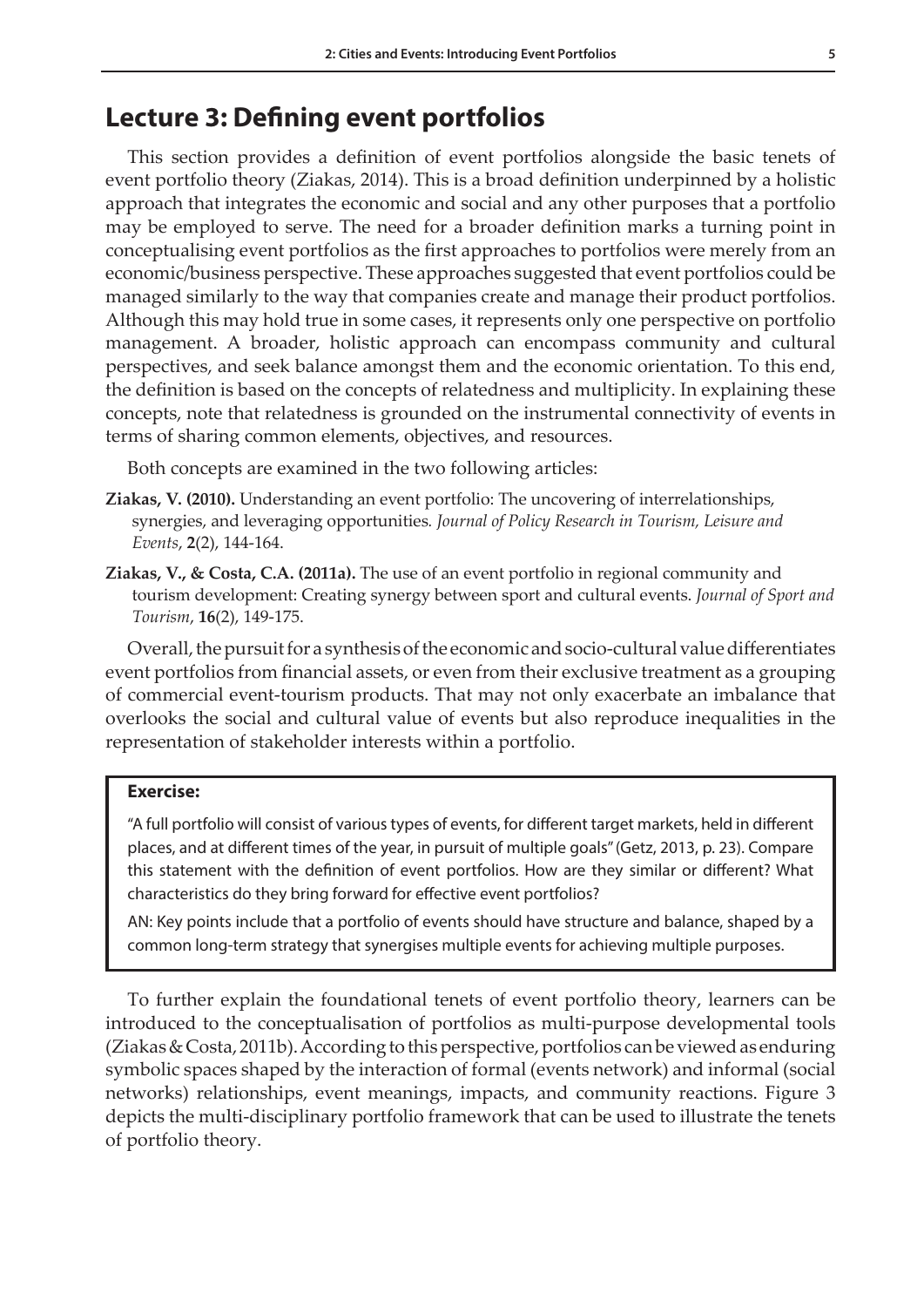## Lecture 3: Defining event portfolios

This section provides a definition of event portfolios alongside the basic tenets of event portfolio theory (Ziakas, 2014). This is a broad definition underpinned by a holistic approach that integrates the economic and social and any other purposes that a portfolio may be employed to serve. The need for a broader definition marks a turning point in conceptualising event portfolios as the first approaches to portfolios were merely from an economic/business perspective. These approaches suggested that event portfolios could be managed similarly to the way that companies create and manage their product portfolios. Although this may hold true in some cases, it represents only one perspective on portfolio management. A broader, holistic approach can encompass community and cultural perspectives, and seek balance amongst them and the economic orientation. To this end, the definition is based on the concepts of relatedness and multiplicity. In explaining these concepts, note that relatedness is grounded on the instrumental connectivity of events in terms of sharing common elements, objectives, and resources.

Both concepts are examined in the two following articles:

**Ziakas, V. (2010).** Understanding an event portfolio: The uncovering of interrelationships, synergies, and leveraging opportunities. *Journal of Policy Research in Tourism, Leisure and Events*, **2**(2), 144-164.

**Ziakas, V., & Costa, C.A. (2011a).** The use of an event portfolio in regional community and tourism development: Creating synergy between sport and cultural events. *Journal of Sport and Tourism*, **16**(2), 149-175.

Overall, the pursuit for a synthesis of the economic and socio-cultural value differentiates event portfolios from financial assets, or even from their exclusive treatment as a grouping of commercial event-tourism products. That may not only exacerbate an imbalance that overlooks the social and cultural value of events but also reproduce inequalities in the representation of stakeholder interests within a portfolio.

> **Exercise:**
>
> "A full portfolio will consist of various types of events, for different target markets, held in different places, and at different times of the year, in pursuit of multiple goals" (Getz, 2013, p. 23). Compare this statement with the definition of event portfolios. How are they similar or different? What characteristics do they bring forward for effective event portfolios?
>
> AN: Key points include that a portfolio of events should have structure and balance, shaped by a common long-term strategy that synergises multiple events for achieving multiple purposes.

To further explain the foundational tenets of event portfolio theory, learners can be introduced to the conceptualisation of portfolios as multi-purpose developmental tools (Ziakas & Costa, 2011b). According to this perspective, portfolios can be viewed as enduring symbolic spaces shaped by the interaction of formal (events network) and informal (social networks) relationships, event meanings, impacts, and community reactions. Figure 3 depicts the multi-disciplinary portfolio framework that can be used to illustrate the tenets of portfolio theory.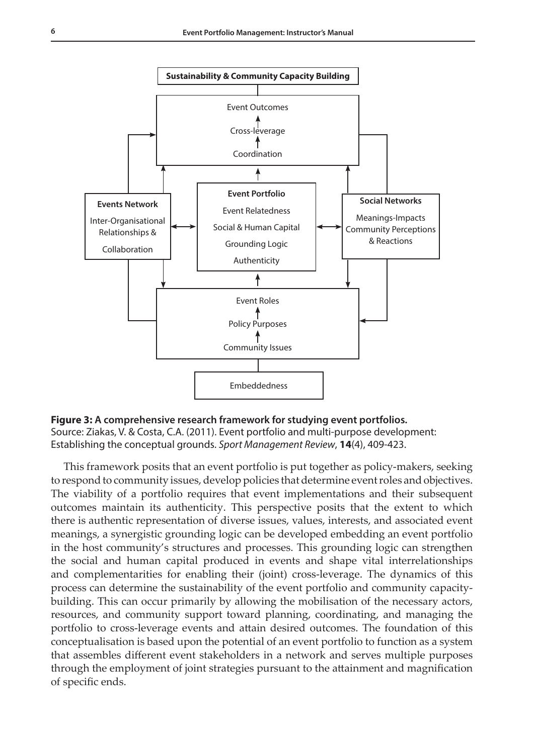Sustainability & Community Capacity Building

Event Outcomes
Cross-leverage
Coordination

**Events Network**
Inter-Organisational Relationships & Collaboration

**Event Portfolio**
Event Relatedness
Social & Human Capital
Grounding Logic
Authenticity

**Social Networks**
Meanings-Impacts
Community Perceptions & Reactions

Event Roles
Policy Purposes
Community Issues

Embeddedness

**Figure 3: A comprehensive research framework for studying event portfolios.**
Source: Ziakas, V. & Costa, C.A. (2011). Event portfolio and multi-purpose development: Establishing the conceptual grounds. *Sport Management Review*, **14**(4), 409-423.

This framework posits that an event portfolio is put together as policy-makers, seeking to respond to community issues, develop policies that determine event roles and objectives. The viability of a portfolio requires that event implementations and their subsequent outcomes maintain its authenticity. This perspective posits that the extent to which there is authentic representation of diverse issues, values, interests, and associated event meanings, a synergistic grounding logic can be developed embedding an event portfolio in the host community's structures and processes. This grounding logic can strengthen the social and human capital produced in events and shape vital interrelationships and complementarities for enabling their (joint) cross-leverage. The dynamics of this process can determine the sustainability of the event portfolio and community capacity-building. This can occur primarily by allowing the mobilisation of the necessary actors, resources, and community support toward planning, coordinating, and managing the portfolio to cross-leverage events and attain desired outcomes. The foundation of this conceptualisation is based upon the potential of an event portfolio to function as a system that assembles different event stakeholders in a network and serves multiple purposes through the employment of joint strategies pursuant to the attainment and magnification of specific ends.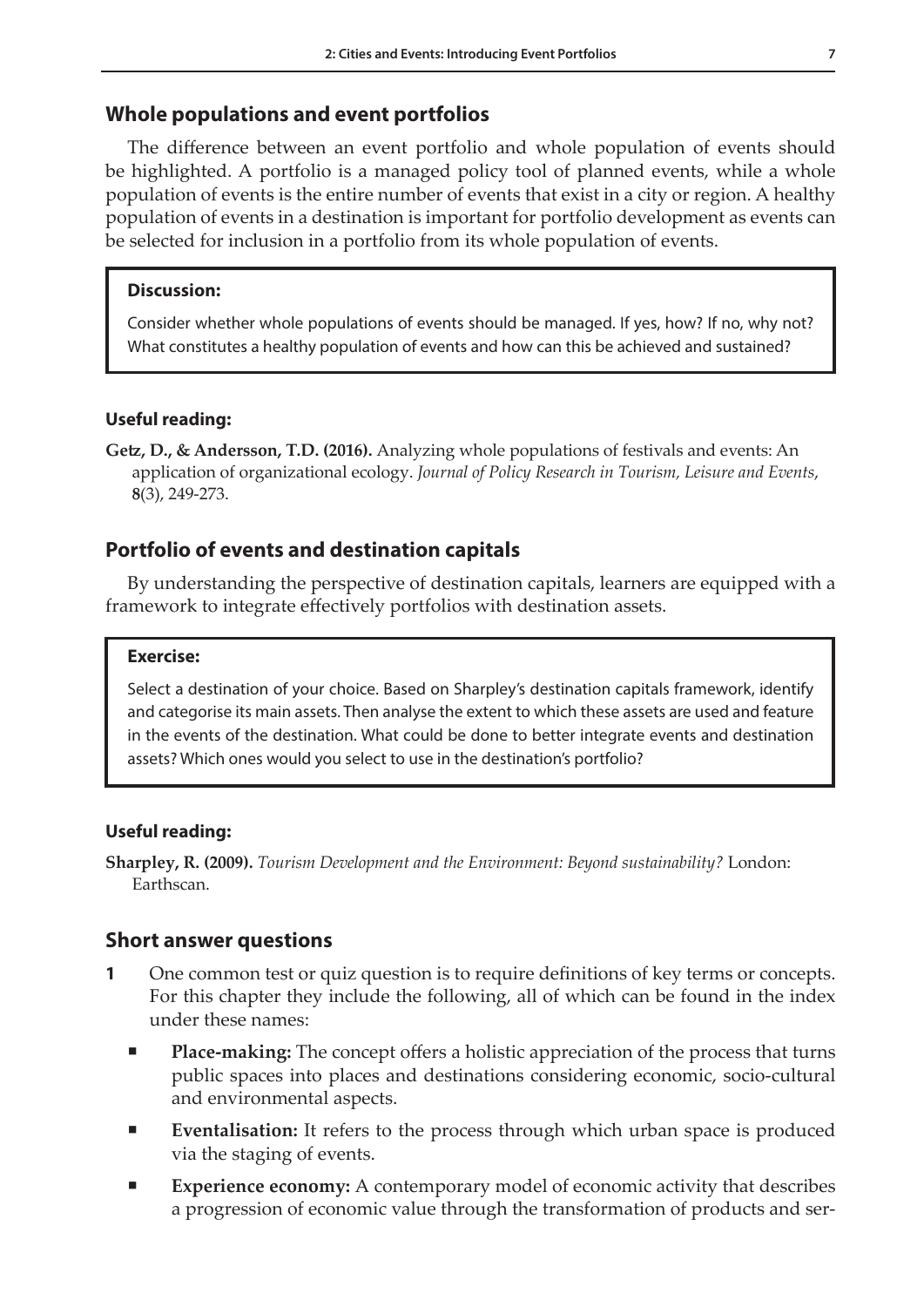## Whole populations and event portfolios

The difference between an event portfolio and whole population of events should be highlighted. A portfolio is a managed policy tool of planned events, while a whole population of events is the entire number of events that exist in a city or region. A healthy population of events in a destination is important for portfolio development as events can be selected for inclusion in a portfolio from its whole population of events.

> **Discussion:**
>
> Consider whether whole populations of events should be managed. If yes, how? If no, why not? What constitutes a healthy population of events and how can this be achieved and sustained?

### Useful reading:

**Getz, D., & Andersson, T.D. (2016).** Analyzing whole populations of festivals and events: An application of organizational ecology. *Journal of Policy Research in Tourism, Leisure and Events*, **8**(3), 249-273.

## Portfolio of events and destination capitals

By understanding the perspective of destination capitals, learners are equipped with a framework to integrate effectively portfolios with destination assets.

> **Exercise:**
>
> Select a destination of your choice. Based on Sharpley's destination capitals framework, identify and categorise its main assets. Then analyse the extent to which these assets are used and feature in the events of the destination. What could be done to better integrate events and destination assets? Which ones would you select to use in the destination's portfolio?

### Useful reading:

**Sharpley, R. (2009).** *Tourism Development and the Environment: Beyond sustainability?* London: Earthscan.

## Short answer questions

**1** One common test or quiz question is to require definitions of key terms or concepts. For this chapter they include the following, all of which can be found in the index under these names:

- **Place-making:** The concept offers a holistic appreciation of the process that turns public spaces into places and destinations considering economic, socio-cultural and environmental aspects.
- **Eventalisation:** It refers to the process through which urban space is produced via the staging of events.
- **Experience economy:** A contemporary model of economic activity that describes a progression of economic value through the transformation of products and ser-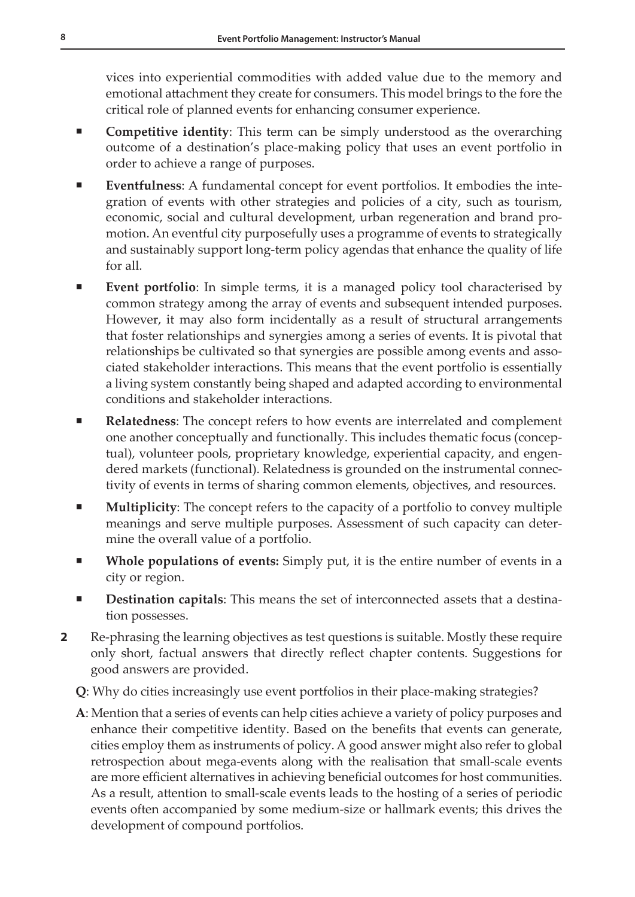vices into experiential commodities with added value due to the memory and emotional attachment they create for consumers. This model brings to the fore the critical role of planned events for enhancing consumer experience.

- **Competitive identity**: This term can be simply understood as the overarching outcome of a destination's place-making policy that uses an event portfolio in order to achieve a range of purposes.
- **Eventfulness**: A fundamental concept for event portfolios. It embodies the integration of events with other strategies and policies of a city, such as tourism, economic, social and cultural development, urban regeneration and brand promotion. An eventful city purposefully uses a programme of events to strategically and sustainably support long-term policy agendas that enhance the quality of life for all.
- **Event portfolio**: In simple terms, it is a managed policy tool characterised by common strategy among the array of events and subsequent intended purposes. However, it may also form incidentally as a result of structural arrangements that foster relationships and synergies among a series of events. It is pivotal that relationships be cultivated so that synergies are possible among events and associated stakeholder interactions. This means that the event portfolio is essentially a living system constantly being shaped and adapted according to environmental conditions and stakeholder interactions.
- **Relatedness**: The concept refers to how events are interrelated and complement one another conceptually and functionally. This includes thematic focus (conceptual), volunteer pools, proprietary knowledge, experiential capacity, and engendered markets (functional). Relatedness is grounded on the instrumental connectivity of events in terms of sharing common elements, objectives, and resources.
- **Multiplicity**: The concept refers to the capacity of a portfolio to convey multiple meanings and serve multiple purposes. Assessment of such capacity can determine the overall value of a portfolio.
- **Whole populations of events:** Simply put, it is the entire number of events in a city or region.
- **Destination capitals**: This means the set of interconnected assets that a destination possesses.

**2** Re-phrasing the learning objectives as test questions is suitable. Mostly these require only short, factual answers that directly reflect chapter contents. Suggestions for good answers are provided.

**Q**: Why do cities increasingly use event portfolios in their place-making strategies?

**A**: Mention that a series of events can help cities achieve a variety of policy purposes and enhance their competitive identity. Based on the benefits that events can generate, cities employ them as instruments of policy. A good answer might also refer to global retrospection about mega-events along with the realisation that small-scale events are more efficient alternatives in achieving beneficial outcomes for host communities. As a result, attention to small-scale events leads to the hosting of a series of periodic events often accompanied by some medium-size or hallmark events; this drives the development of compound portfolios.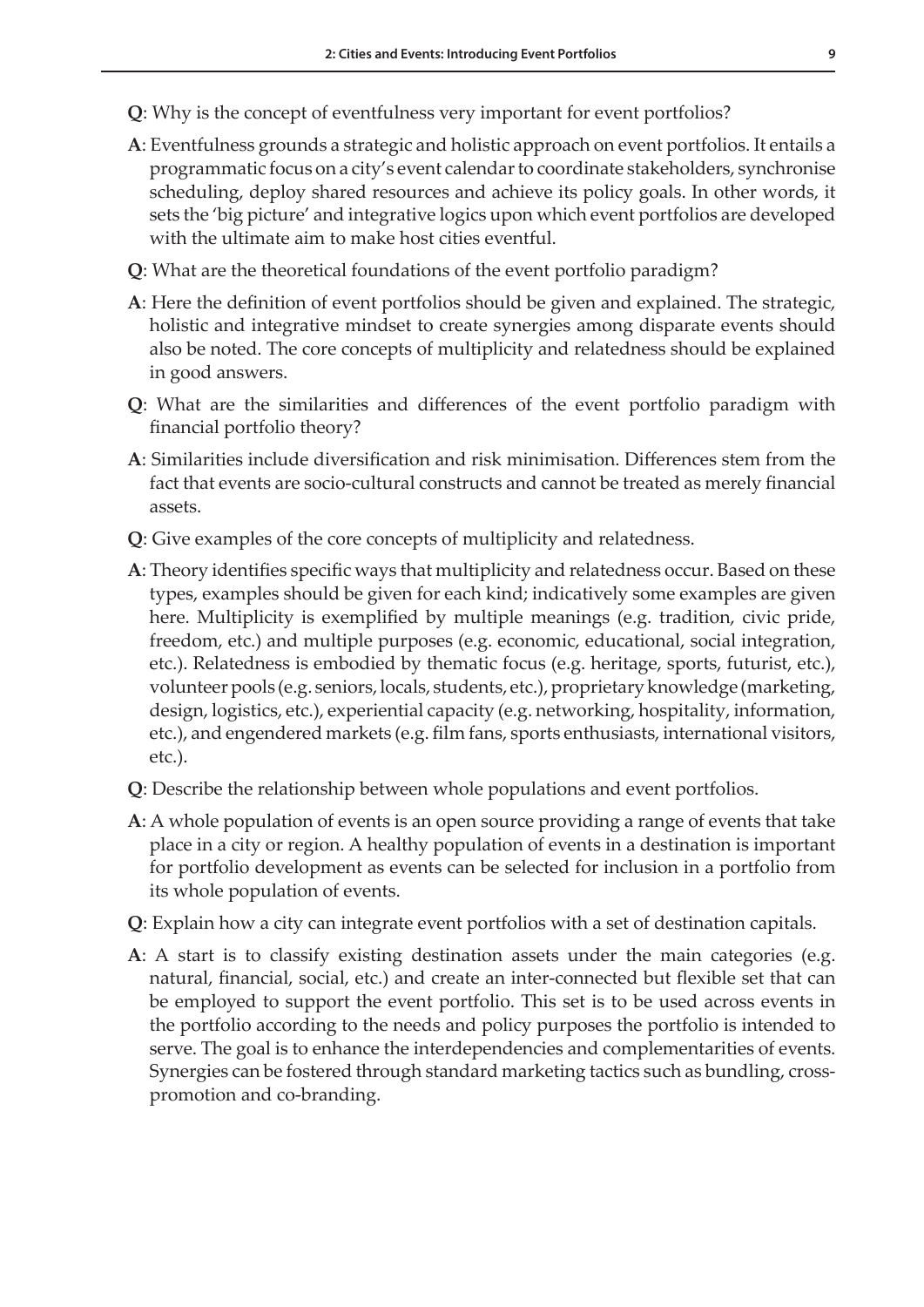**Q**: Why is the concept of eventfulness very important for event portfolios?

**A**: Eventfulness grounds a strategic and holistic approach on event portfolios. It entails a programmatic focus on a city's event calendar to coordinate stakeholders, synchronise scheduling, deploy shared resources and achieve its policy goals. In other words, it sets the 'big picture' and integrative logics upon which event portfolios are developed with the ultimate aim to make host cities eventful.

**Q**: What are the theoretical foundations of the event portfolio paradigm?

**A**: Here the definition of event portfolios should be given and explained. The strategic, holistic and integrative mindset to create synergies among disparate events should also be noted. The core concepts of multiplicity and relatedness should be explained in good answers.

**Q**: What are the similarities and differences of the event portfolio paradigm with financial portfolio theory?

**A**: Similarities include diversification and risk minimisation. Differences stem from the fact that events are socio-cultural constructs and cannot be treated as merely financial assets.

**Q**: Give examples of the core concepts of multiplicity and relatedness.

**A**: Theory identifies specific ways that multiplicity and relatedness occur. Based on these types, examples should be given for each kind; indicatively some examples are given here. Multiplicity is exemplified by multiple meanings (e.g. tradition, civic pride, freedom, etc.) and multiple purposes (e.g. economic, educational, social integration, etc.). Relatedness is embodied by thematic focus (e.g. heritage, sports, futurist, etc.), volunteer pools (e.g. seniors, locals, students, etc.), proprietary knowledge (marketing, design, logistics, etc.), experiential capacity (e.g. networking, hospitality, information, etc.), and engendered markets (e.g. film fans, sports enthusiasts, international visitors, etc.).

**Q**: Describe the relationship between whole populations and event portfolios.

**A**: A whole population of events is an open source providing a range of events that take place in a city or region. A healthy population of events in a destination is important for portfolio development as events can be selected for inclusion in a portfolio from its whole population of events.

**Q**: Explain how a city can integrate event portfolios with a set of destination capitals.

**A**: A start is to classify existing destination assets under the main categories (e.g. natural, financial, social, etc.) and create an inter-connected but flexible set that can be employed to support the event portfolio. This set is to be used across events in the portfolio according to the needs and policy purposes the portfolio is intended to serve. The goal is to enhance the interdependencies and complementarities of events. Synergies can be fostered through standard marketing tactics such as bundling, cross-promotion and co-branding.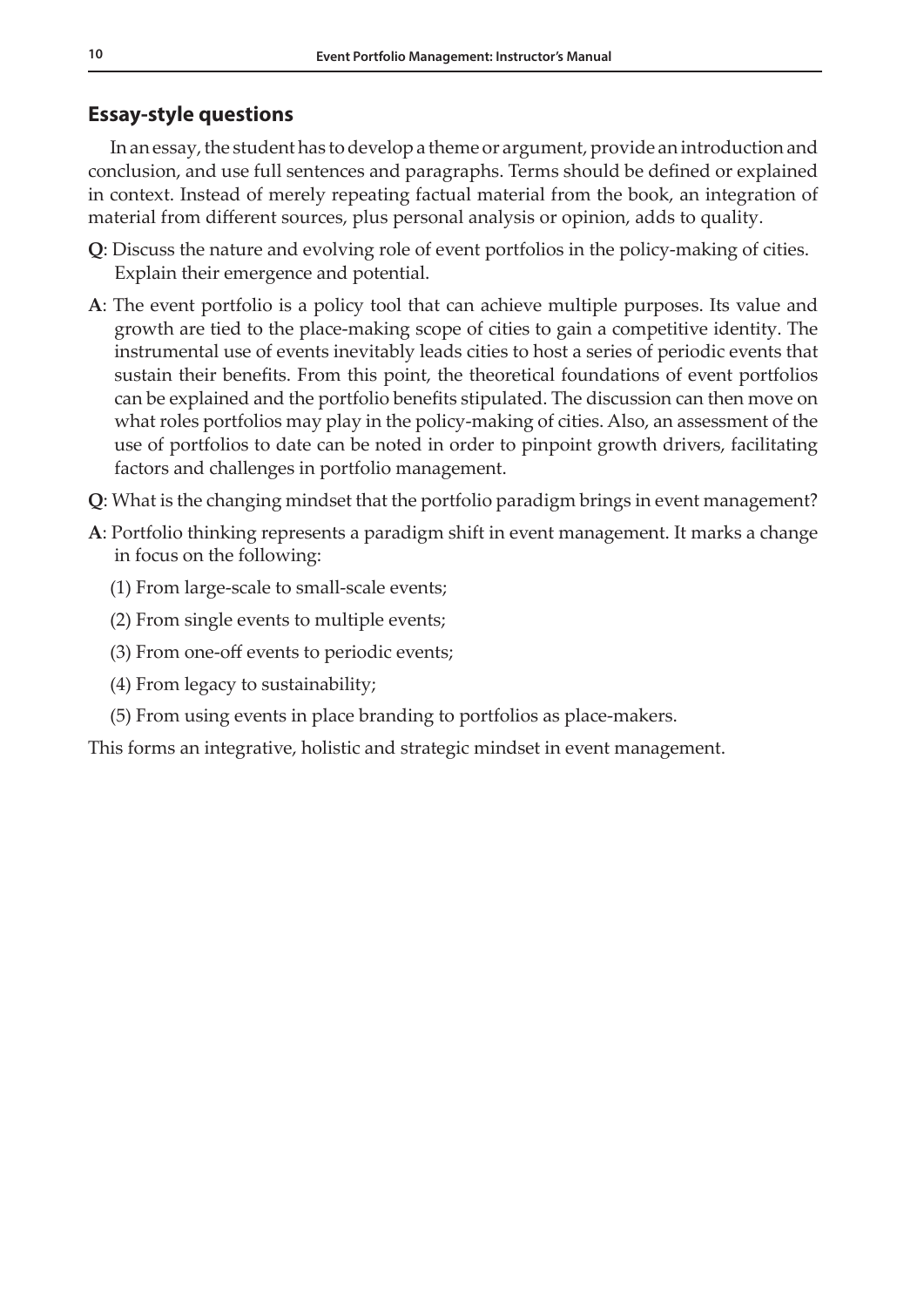## Essay-style questions

In an essay, the student has to develop a theme or argument, provide an introduction and conclusion, and use full sentences and paragraphs. Terms should be defined or explained in context. Instead of merely repeating factual material from the book, an integration of material from different sources, plus personal analysis or opinion, adds to quality.

**Q**: Discuss the nature and evolving role of event portfolios in the policy-making of cities. Explain their emergence and potential.

**A**: The event portfolio is a policy tool that can achieve multiple purposes. Its value and growth are tied to the place-making scope of cities to gain a competitive identity. The instrumental use of events inevitably leads cities to host a series of periodic events that sustain their benefits. From this point, the theoretical foundations of event portfolios can be explained and the portfolio benefits stipulated. The discussion can then move on what roles portfolios may play in the policy-making of cities. Also, an assessment of the use of portfolios to date can be noted in order to pinpoint growth drivers, facilitating factors and challenges in portfolio management.

**Q**: What is the changing mindset that the portfolio paradigm brings in event management?

**A**: Portfolio thinking represents a paradigm shift in event management. It marks a change in focus on the following:

(1) From large-scale to small-scale events;

(2) From single events to multiple events;

(3) From one-off events to periodic events;

(4) From legacy to sustainability;

(5) From using events in place branding to portfolios as place-makers.

This forms an integrative, holistic and strategic mindset in event management.